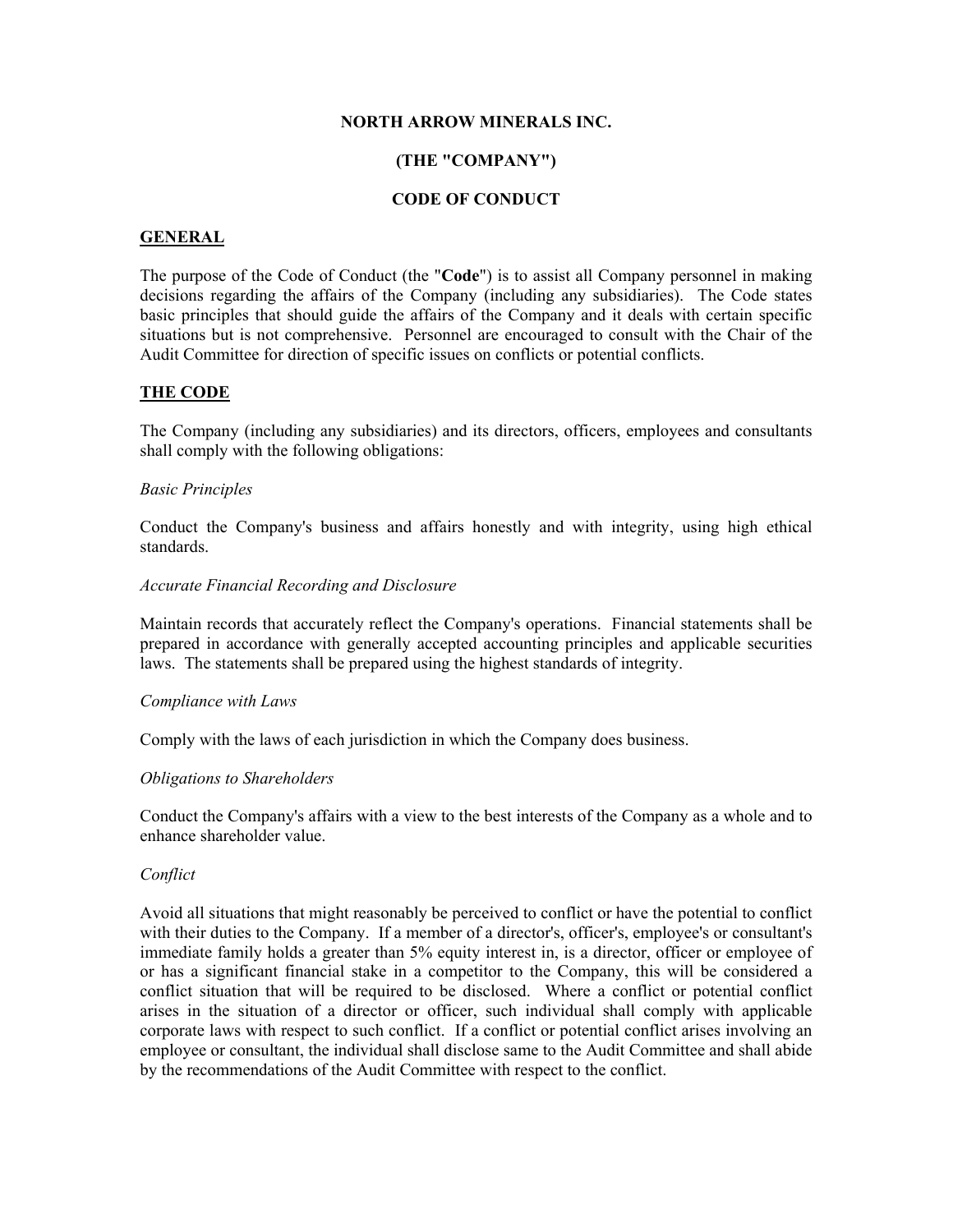# NORTH ARROW MINERALS INC.

# (THE "COMPANY")

# CODE OF CONDUCT

## GENERAL

The purpose of the Code of Conduct (the "**Code**") is to assist all Company personnel in making decisions regarding the affairs of the Company (including any subsidiaries). The Code states basic principles that should guide the affairs of the Company and it deals with certain specific situations but is not comprehensive. Personnel are encouraged to consult with the Chair of the Audit Committee for direction of specific issues on conflicts or potential conflicts.

## THE CODE

The Company (including any subsidiaries) and its directors, officers, employees and consultants shall comply with the following obligations:

### *Basic Principles*

Conduct the Company's business and affairs honestly and with integrity, using high ethical standards.

### *Accurate Financial Recording and Disclosure*

Maintain records that accurately reflect the Company's operations. Financial statements shall be prepared in accordance with generally accepted accounting principles and applicable securities laws. The statements shall be prepared using the highest standards of integrity.

### *Compliance with Laws*

Comply with the laws of each jurisdiction in which the Company does business.

### *Obligations to Shareholders*

Conduct the Company's affairs with a view to the best interests of the Company as a whole and to enhance shareholder value.

### *Conflict*

Avoid all situations that might reasonably be perceived to conflict or have the potential to conflict with their duties to the Company. If a member of a director's, officer's, employee's or consultant's immediate family holds a greater than 5% equity interest in, is a director, officer or employee of or has a significant financial stake in a competitor to the Company, this will be considered a conflict situation that will be required to be disclosed. Where a conflict or potential conflict arises in the situation of a director or officer, such individual shall comply with applicable corporate laws with respect to such conflict. If a conflict or potential conflict arises involving an employee or consultant, the individual shall disclose same to the Audit Committee and shall abide by the recommendations of the Audit Committee with respect to the conflict.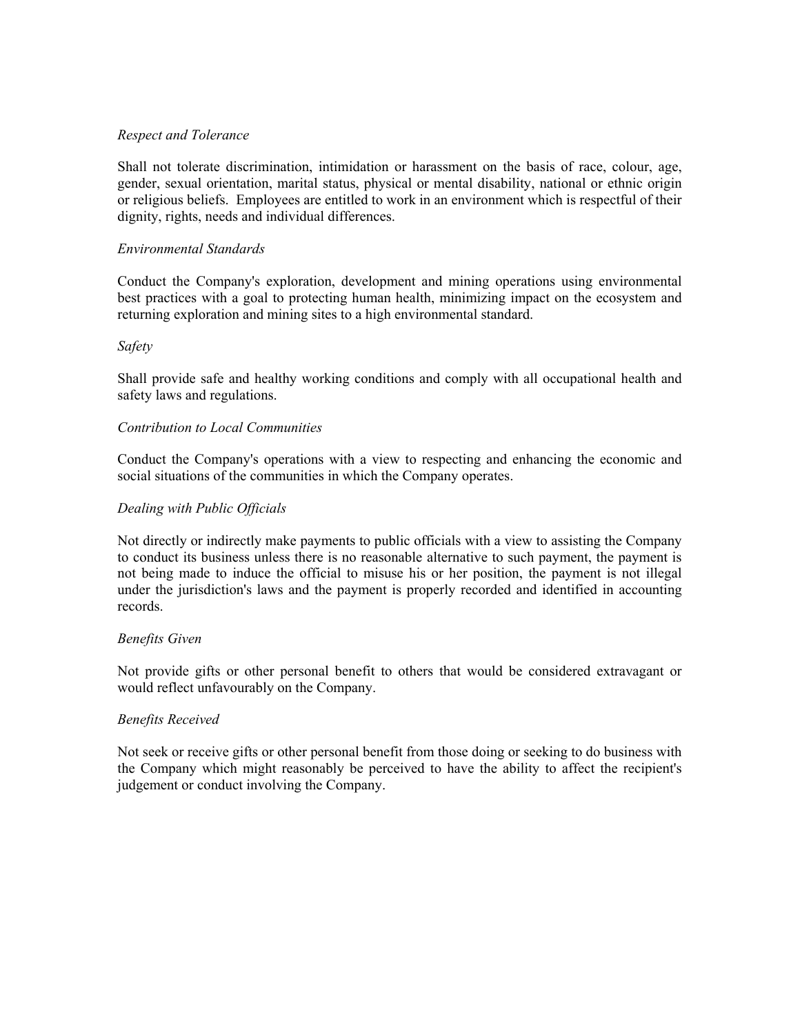*Respect and Tolerance*

Shall not tolerate discrimination, intimidation or harassment on the basis of race, colour, age, gender, sexual orientation, marital status, physical or mental disability, national or ethnic origin or religious beliefs. Employees are entitled to work in an environment which is respectful of their dignity, rights, needs and individual differences.

*Environmental Standards*

Conduct the Company's exploration, development and mining operations using environmental best practices with a goal to protecting human health, minimizing impact on the ecosystem and returning exploration and mining sites to a high environmental standard.

*Safety*

Shall provide safe and healthy working conditions and comply with all occupational health and safety laws and regulations.

*Contribution to Local Communities*

Conduct the Company's operations with a view to respecting and enhancing the economic and social situations of the communities in which the Company operates.

*Dealing with Public Officials*

Not directly or indirectly make payments to public officials with a view to assisting the Company to conduct its business unless there is no reasonable alternative to such payment, the payment is not being made to induce the official to misuse his or her position, the payment is not illegal under the jurisdiction's laws and the payment is properly recorded and identified in accounting records.

*Benefits Given*

Not provide gifts or other personal benefit to others that would be considered extravagant or would reflect unfavourably on the Company.

*Benefits Received*

Not seek or receive gifts or other personal benefit from those doing or seeking to do business with the Company which might reasonably be perceived to have the ability to affect the recipient's judgement or conduct involving the Company.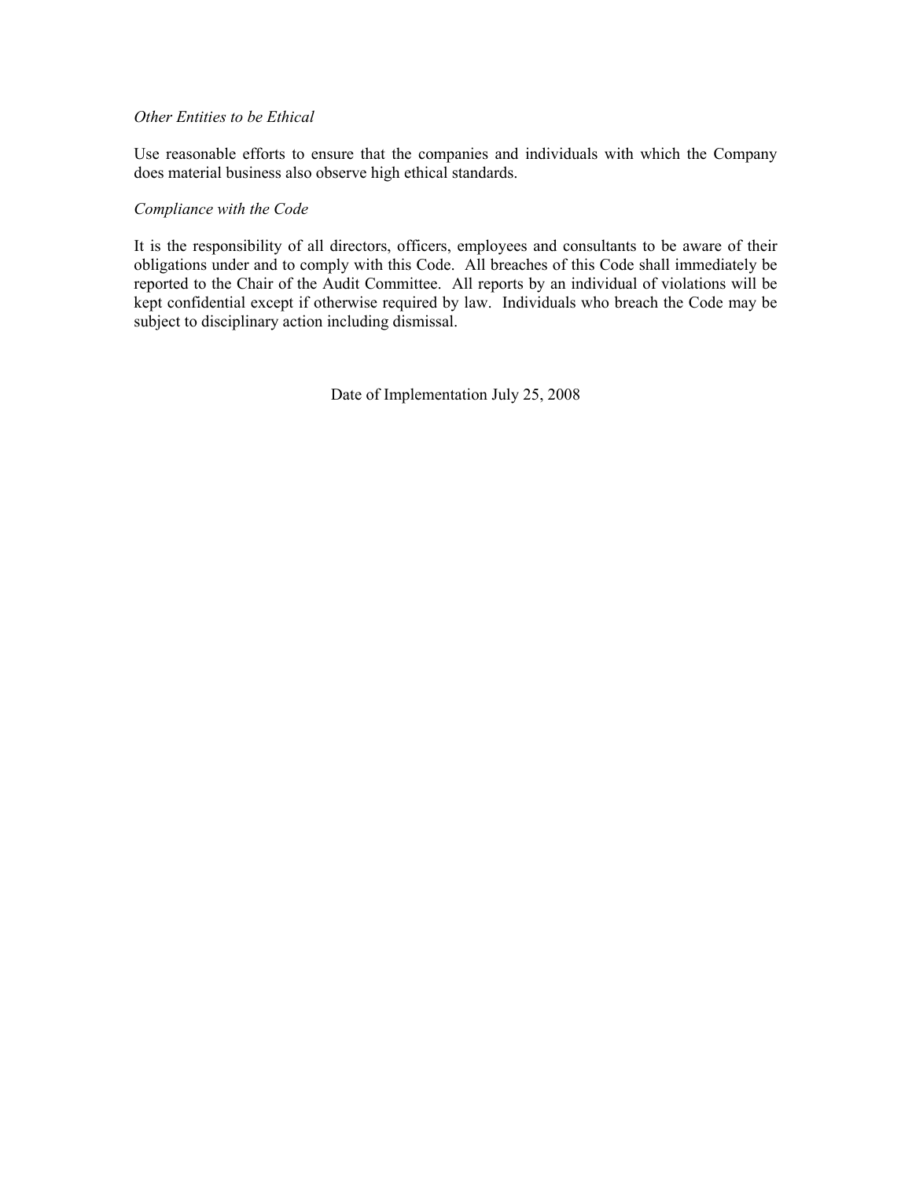*Other Entities to be Ethical*

Use reasonable efforts to ensure that the companies and individuals with which the Company does material business also observe high ethical standards.

*Compliance with the Code*

It is the responsibility of all directors, officers, employees and consultants to be aware of their obligations under and to comply with this Code. All breaches of this Code shall immediately be reported to the Chair of the Audit Committee. All reports by an individual of violations will be kept confidential except if otherwise required by law. Individuals who breach the Code may be subject to disciplinary action including dismissal.

Date of Implementation July 25, 2008